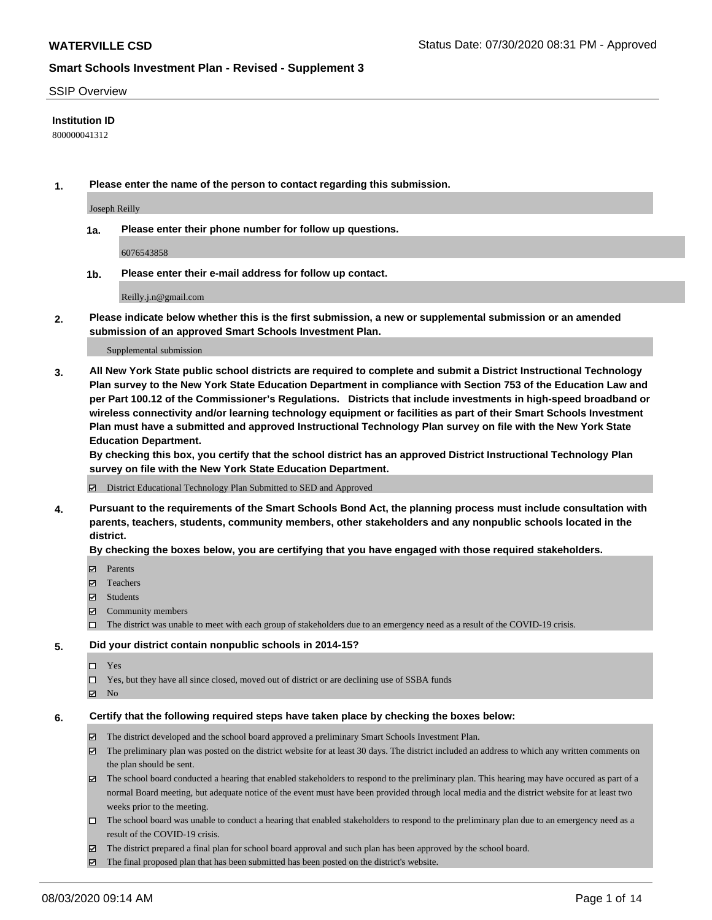**WATERVILLE CSD**

Status Date: 07/30/2020 08:31 PM - Approved

## Smart Schools Investment Plan - Revised - Supplement 3

SSIP Overview

**Institution ID**

800000041312

1. **Please enter the name of the person to contact regarding this submission.**

   Joseph Reilly

   **1a. Please enter their phone number for follow up questions.**

   6076543858

   **1b. Please enter their e-mail address for follow up contact.**

   Reilly.j.n@gmail.com

2. **Please indicate below whether this is the first submission, a new or supplemental submission or an amended submission of an approved Smart Schools Investment Plan.**

   Supplemental submission

3. **All New York State public school districts are required to complete and submit a District Instructional Technology Plan survey to the New York State Education Department in compliance with Section 753 of the Education Law and per Part 100.12 of the Commissioner's Regulations. Districts that include investments in high-speed broadband or wireless connectivity and/or learning technology equipment or facilities as part of their Smart Schools Investment Plan must have a submitted and approved Instructional Technology Plan survey on file with the New York State Education Department.**
   **By checking this box, you certify that the school district has an approved District Instructional Technology Plan survey on file with the New York State Education Department.**

   ☑ District Educational Technology Plan Submitted to SED and Approved

4. **Pursuant to the requirements of the Smart Schools Bond Act, the planning process must include consultation with parents, teachers, students, community members, other stakeholders and any nonpublic schools located in the district.**
   **By checking the boxes below, you are certifying that you have engaged with those required stakeholders.**

   ☑ Parents
   ☑ Teachers
   ☑ Students
   ☑ Community members
   ☐ The district was unable to meet with each group of stakeholders due to an emergency need as a result of the COVID-19 crisis.

5. **Did your district contain nonpublic schools in 2014-15?**

   ☐ Yes
   ☐ Yes, but they have all since closed, moved out of district or are declining use of SSBA funds
   ☑ No

6. **Certify that the following required steps have taken place by checking the boxes below:**

   ☑ The district developed and the school board approved a preliminary Smart Schools Investment Plan.
   ☑ The preliminary plan was posted on the district website for at least 30 days. The district included an address to which any written comments on the plan should be sent.
   ☑ The school board conducted a hearing that enabled stakeholders to respond to the preliminary plan. This hearing may have occured as part of a normal Board meeting, but adequate notice of the event must have been provided through local media and the district website for at least two weeks prior to the meeting.
   ☐ The school board was unable to conduct a hearing that enabled stakeholders to respond to the preliminary plan due to an emergency need as a result of the COVID-19 crisis.
   ☑ The district prepared a final plan for school board approval and such plan has been approved by the school board.
   ☑ The final proposed plan that has been submitted has been posted on the district's website.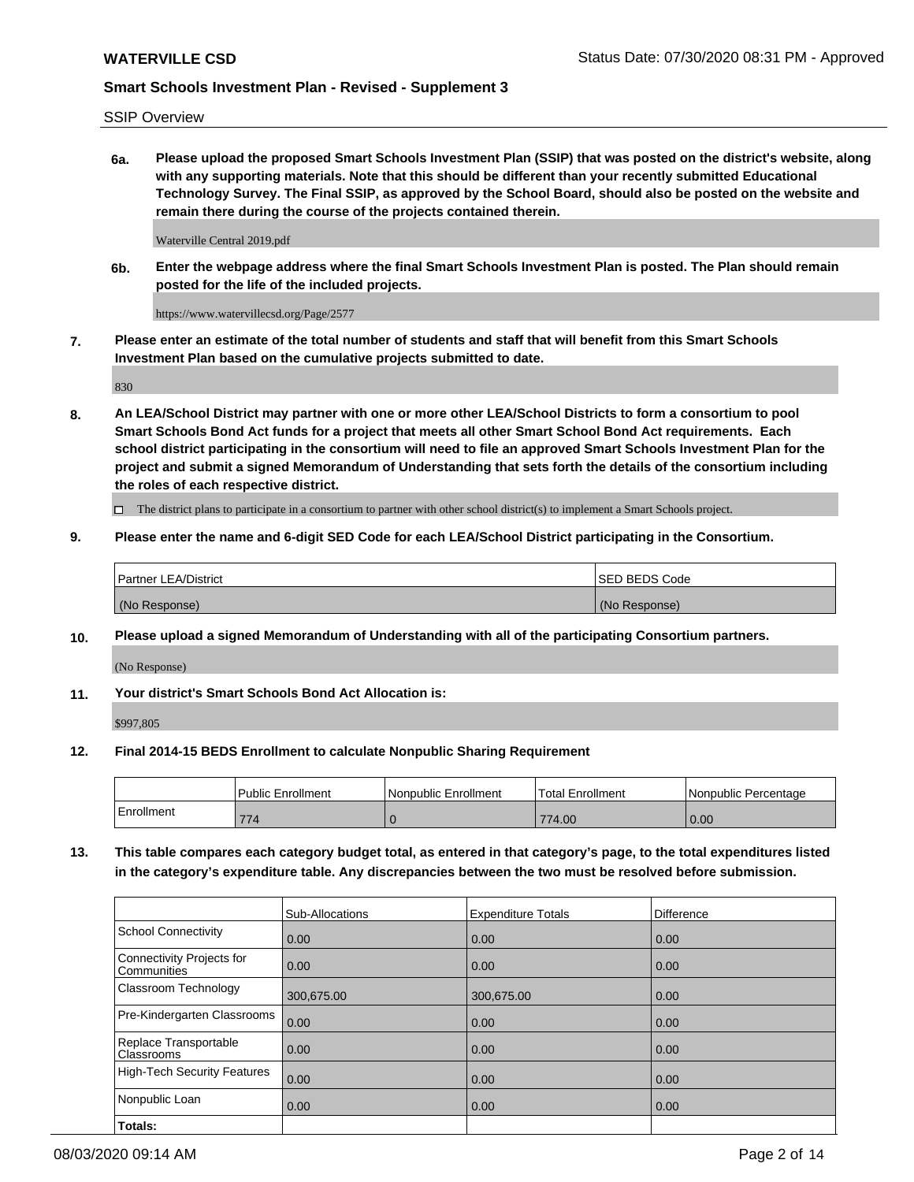SSIP Overview

**6a. Please upload the proposed Smart Schools Investment Plan (SSIP) that was posted on the district's website, along with any supporting materials. Note that this should be different than your recently submitted Educational Technology Survey. The Final SSIP, as approved by the School Board, should also be posted on the website and remain there during the course of the projects contained therein.**

Waterville Central 2019.pdf

**6b. Enter the webpage address where the final Smart Schools Investment Plan is posted. The Plan should remain posted for the life of the included projects.**

https://www.watervillecsd.org/Page/2577

**7. Please enter an estimate of the total number of students and staff that will benefit from this Smart Schools Investment Plan based on the cumulative projects submitted to date.**

830

**8. An LEA/School District may partner with one or more other LEA/School Districts to form a consortium to pool Smart Schools Bond Act funds for a project that meets all other Smart School Bond Act requirements. Each school district participating in the consortium will need to file an approved Smart Schools Investment Plan for the project and submit a signed Memorandum of Understanding that sets forth the details of the consortium including the roles of each respective district.**

☐ The district plans to participate in a consortium to partner with other school district(s) to implement a Smart Schools project.

**9. Please enter the name and 6-digit SED Code for each LEA/School District participating in the Consortium.**

| Partner LEA/District | SED BEDS Code |
| --- | --- |
| (No Response) | (No Response) |

**10. Please upload a signed Memorandum of Understanding with all of the participating Consortium partners.**

(No Response)

**11. Your district's Smart Schools Bond Act Allocation is:**

$997,805

**12. Final 2014-15 BEDS Enrollment to calculate Nonpublic Sharing Requirement**

| | Public Enrollment | Nonpublic Enrollment | Total Enrollment | Nonpublic Percentage |
| --- | --- | --- | --- | --- |
| Enrollment | 774 | 0 | 774.00 | 0.00 |

**13. This table compares each category budget total, as entered in that category's page, to the total expenditures listed in the category's expenditure table. Any discrepancies between the two must be resolved before submission.**

| | Sub-Allocations | Expenditure Totals | Difference |
| --- | --- | --- | --- |
| School Connectivity | 0.00 | 0.00 | 0.00 |
| Connectivity Projects for Communities | 0.00 | 0.00 | 0.00 |
| Classroom Technology | 300,675.00 | 300,675.00 | 0.00 |
| Pre-Kindergarten Classrooms | 0.00 | 0.00 | 0.00 |
| Replace Transportable Classrooms | 0.00 | 0.00 | 0.00 |
| High-Tech Security Features | 0.00 | 0.00 | 0.00 |
| Nonpublic Loan | 0.00 | 0.00 | 0.00 |
| **Totals:** | | | |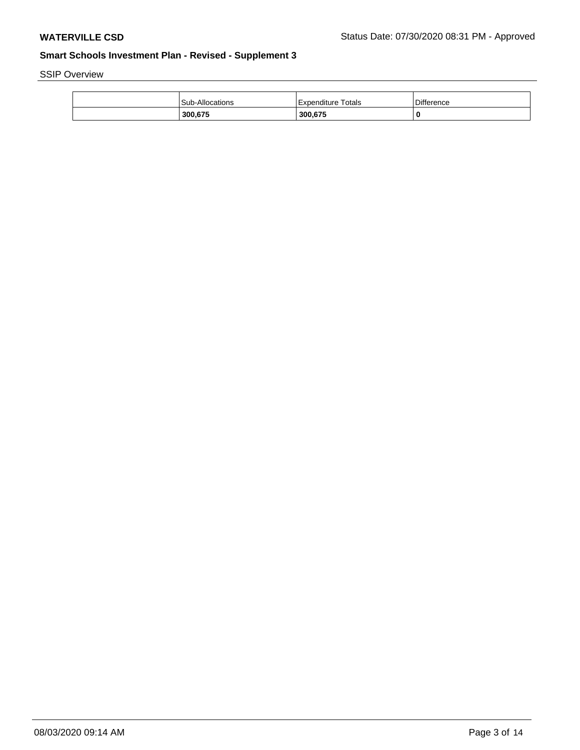SSIP Overview

| | Sub-Allocations | Expenditure Totals | Difference |
|---|---|---|---|
| | **300,675** | **300,675** | **0** |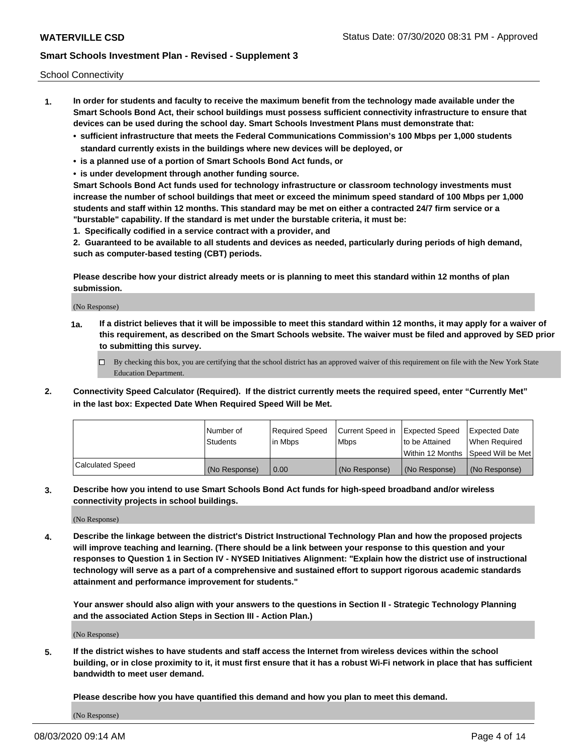School Connectivity

1. **In order for students and faculty to receive the maximum benefit from the technology made available under the Smart Schools Bond Act, their school buildings must possess sufficient connectivity infrastructure to ensure that devices can be used during the school day. Smart Schools Investment Plans must demonstrate that:**
   - **sufficient infrastructure that meets the Federal Communications Commission's 100 Mbps per 1,000 students standard currently exists in the buildings where new devices will be deployed, or**
   - **is a planned use of a portion of Smart Schools Bond Act funds, or**
   - **is under development through another funding source.**

   **Smart Schools Bond Act funds used for technology infrastructure or classroom technology investments must increase the number of school buildings that meet or exceed the minimum speed standard of 100 Mbps per 1,000 students and staff within 12 months. This standard may be met on either a contracted 24/7 firm service or a "burstable" capability. If the standard is met under the burstable criteria, it must be:**

   **1. Specifically codified in a service contract with a provider, and**

   **2. Guaranteed to be available to all students and devices as needed, particularly during periods of high demand, such as computer-based testing (CBT) periods.**

   **Please describe how your district already meets or is planning to meet this standard within 12 months of plan submission.**

   (No Response)

   **1a. If a district believes that it will be impossible to meet this standard within 12 months, it may apply for a waiver of this requirement, as described on the Smart Schools website. The waiver must be filed and approved by SED prior to submitting this survey.**

   ☐ By checking this box, you are certifying that the school district has an approved waiver of this requirement on file with the New York State Education Department.

2. **Connectivity Speed Calculator (Required). If the district currently meets the required speed, enter "Currently Met" in the last box: Expected Date When Required Speed Will be Met.**

| | Number of Students | Required Speed in Mbps | Current Speed in Mbps | Expected Speed to be Attained Within 12 Months | Expected Date When Required Speed Will be Met |
|---|---|---|---|---|---|
| Calculated Speed | (No Response) | 0.00 | (No Response) | (No Response) | (No Response) |

3. **Describe how you intend to use Smart Schools Bond Act funds for high-speed broadband and/or wireless connectivity projects in school buildings.**

   (No Response)

4. **Describe the linkage between the district's District Instructional Technology Plan and how the proposed projects will improve teaching and learning. (There should be a link between your response to this question and your responses to Question 1 in Section IV - NYSED Initiatives Alignment: "Explain how the district use of instructional technology will serve as a part of a comprehensive and sustained effort to support rigorous academic standards attainment and performance improvement for students."**

   **Your answer should also align with your answers to the questions in Section II - Strategic Technology Planning and the associated Action Steps in Section III - Action Plan.)**

   (No Response)

5. **If the district wishes to have students and staff access the Internet from wireless devices within the school building, or in close proximity to it, it must first ensure that it has a robust Wi-Fi network in place that has sufficient bandwidth to meet user demand.**

   **Please describe how you have quantified this demand and how you plan to meet this demand.**

   (No Response)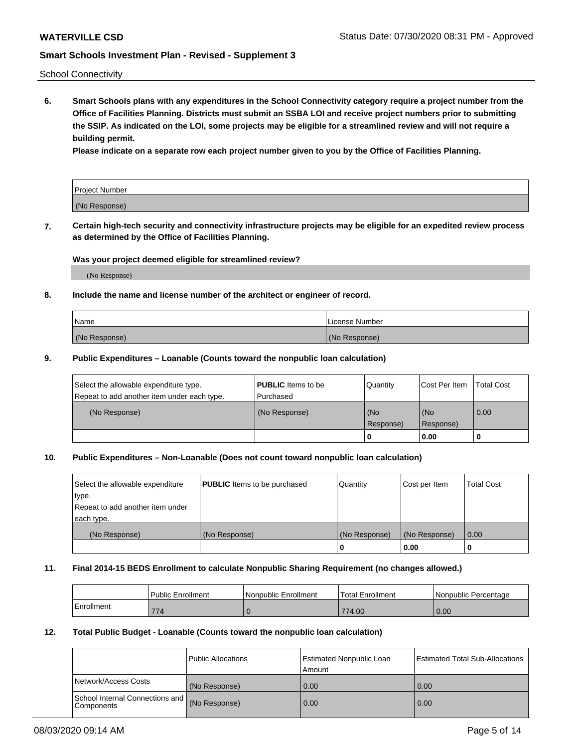School Connectivity

**6. Smart Schools plans with any expenditures in the School Connectivity category require a project number from the Office of Facilities Planning. Districts must submit an SSBA LOI and receive project numbers prior to submitting the SSIP. As indicated on the LOI, some projects may be eligible for a streamlined review and will not require a building permit.**

**Please indicate on a separate row each project number given to you by the Office of Facilities Planning.**

| Project Number |
|---|
| (No Response) |

**7. Certain high-tech security and connectivity infrastructure projects may be eligible for an expedited review process as determined by the Office of Facilities Planning.**

**Was your project deemed eligible for streamlined review?**

(No Response)

**8. Include the name and license number of the architect or engineer of record.**

| Name | License Number |
|---|---|
| (No Response) | (No Response) |

**9. Public Expenditures – Loanable (Counts toward the nonpublic loan calculation)**

| Select the allowable expenditure type. Repeat to add another item under each type. | **PUBLIC** Items to be Purchased | Quantity | Cost Per Item | Total Cost |
|---|---|---|---|---|
| (No Response) | (No Response) | (No Response) | (No Response) | 0.00 |
| | | 0 | 0.00 | 0 |

**10. Public Expenditures – Non-Loanable (Does not count toward nonpublic loan calculation)**

| Select the allowable expenditure type. Repeat to add another item under each type. | **PUBLIC** Items to be purchased | Quantity | Cost per Item | Total Cost |
|---|---|---|---|---|
| (No Response) | (No Response) | (No Response) | (No Response) | 0.00 |
| | | 0 | 0.00 | 0 |

**11. Final 2014-15 BEDS Enrollment to calculate Nonpublic Sharing Requirement (no changes allowed.)**

| | Public Enrollment | Nonpublic Enrollment | Total Enrollment | Nonpublic Percentage |
|---|---|---|---|---|
| Enrollment | 774 | 0 | 774.00 | 0.00 |

**12. Total Public Budget - Loanable (Counts toward the nonpublic loan calculation)**

| | Public Allocations | Estimated Nonpublic Loan Amount | Estimated Total Sub-Allocations |
|---|---|---|---|
| Network/Access Costs | (No Response) | 0.00 | 0.00 |
| School Internal Connections and Components | (No Response) | 0.00 | 0.00 |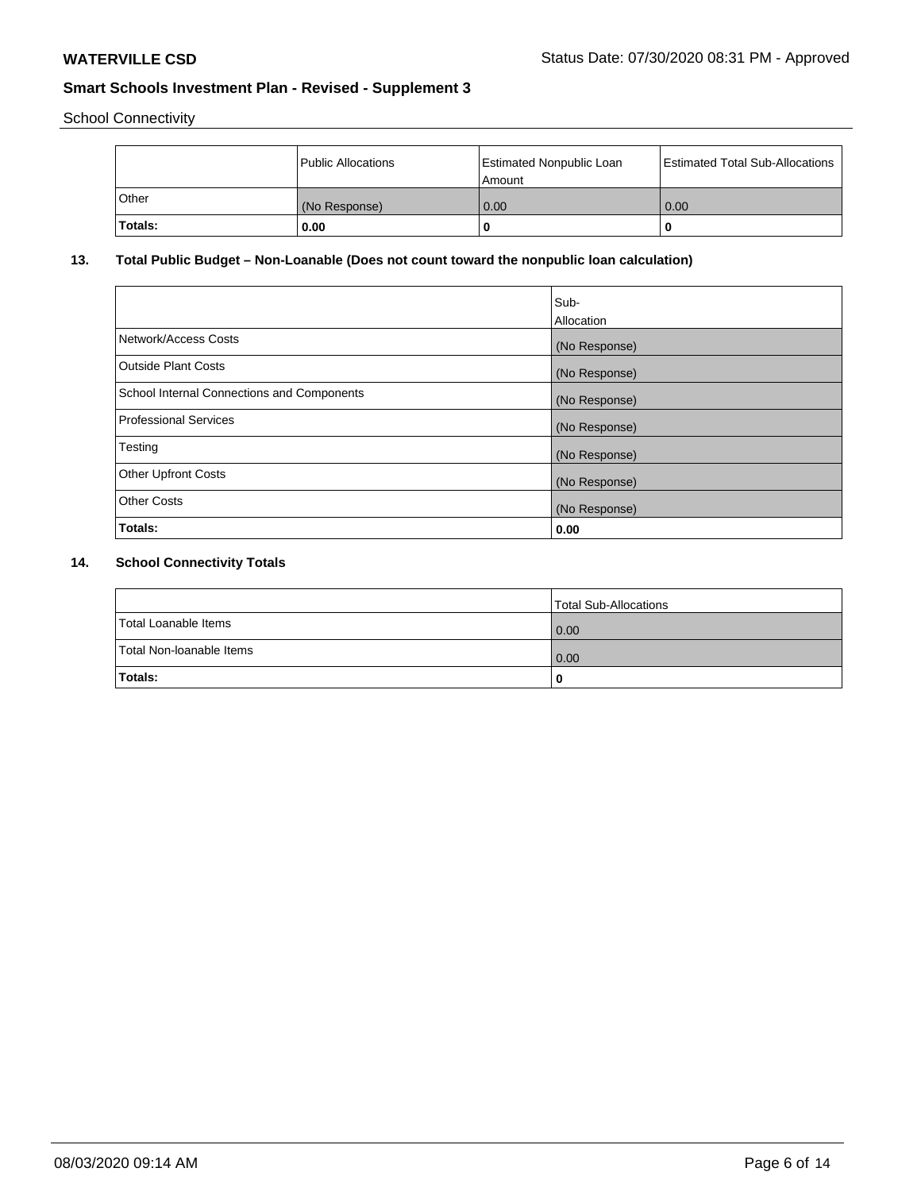School Connectivity

| | Public Allocations | Estimated Nonpublic Loan Amount | Estimated Total Sub-Allocations |
|---|---|---|---|
| Other | (No Response) | 0.00 | 0.00 |
| **Totals:** | **0.00** | **0** | **0** |

## 13. Total Public Budget – Non-Loanable (Does not count toward the nonpublic loan calculation)

| | Sub-Allocation |
|---|---|
| Network/Access Costs | (No Response) |
| Outside Plant Costs | (No Response) |
| School Internal Connections and Components | (No Response) |
| Professional Services | (No Response) |
| Testing | (No Response) |
| Other Upfront Costs | (No Response) |
| Other Costs | (No Response) |
| **Totals:** | **0.00** |

## 14. School Connectivity Totals

| | Total Sub-Allocations |
|---|---|
| Total Loanable Items | 0.00 |
| Total Non-loanable Items | 0.00 |
| **Totals:** | **0** |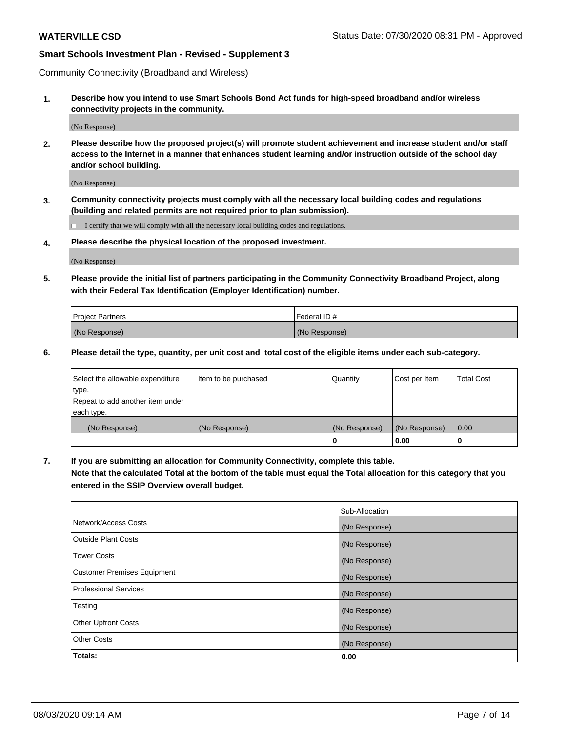Community Connectivity (Broadband and Wireless)

**1. Describe how you intend to use Smart Schools Bond Act funds for high-speed broadband and/or wireless connectivity projects in the community.**

(No Response)

**2. Please describe how the proposed project(s) will promote student achievement and increase student and/or staff access to the Internet in a manner that enhances student learning and/or instruction outside of the school day and/or school building.**

(No Response)

**3. Community connectivity projects must comply with all the necessary local building codes and regulations (building and related permits are not required prior to plan submission).**

☐ I certify that we will comply with all the necessary local building codes and regulations.

**4. Please describe the physical location of the proposed investment.**

(No Response)

**5. Please provide the initial list of partners participating in the Community Connectivity Broadband Project, along with their Federal Tax Identification (Employer Identification) number.**

| Project Partners | Federal ID # |
|---|---|
| (No Response) | (No Response) |

**6. Please detail the type, quantity, per unit cost and total cost of the eligible items under each sub-category.**

| Select the allowable expenditure type. Repeat to add another item under each type. | Item to be purchased | Quantity | Cost per Item | Total Cost |
|---|---|---|---|---|
| (No Response) | (No Response) | (No Response) | (No Response) | 0.00 |
| | | **0** | **0.00** | **0** |

**7. If you are submitting an allocation for Community Connectivity, complete this table. Note that the calculated Total at the bottom of the table must equal the Total allocation for this category that you entered in the SSIP Overview overall budget.**

| | Sub-Allocation |
|---|---|
| Network/Access Costs | (No Response) |
| Outside Plant Costs | (No Response) |
| Tower Costs | (No Response) |
| Customer Premises Equipment | (No Response) |
| Professional Services | (No Response) |
| Testing | (No Response) |
| Other Upfront Costs | (No Response) |
| Other Costs | (No Response) |
| **Totals:** | **0.00** |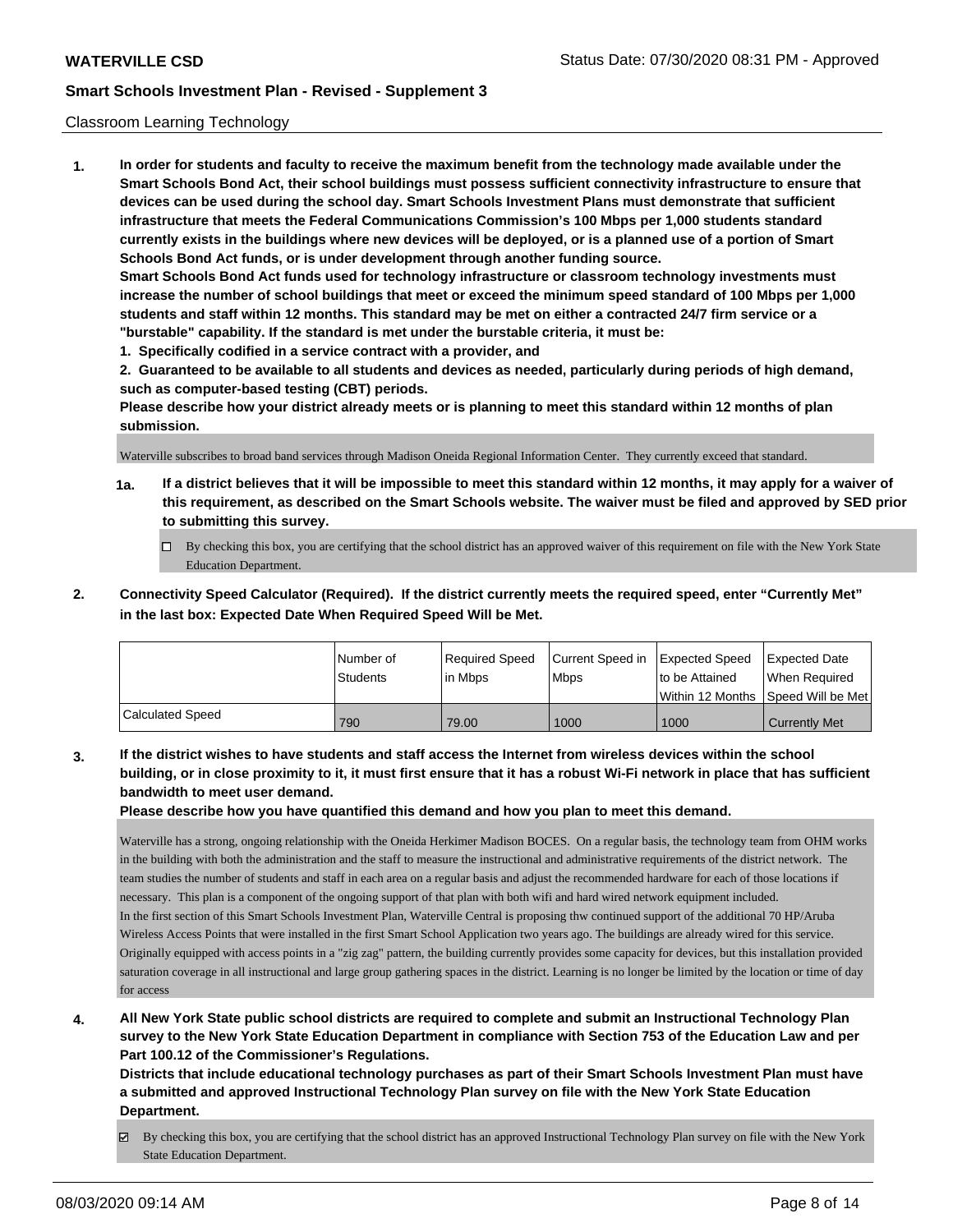## Classroom Learning Technology

**1. In order for students and faculty to receive the maximum benefit from the technology made available under the Smart Schools Bond Act, their school buildings must possess sufficient connectivity infrastructure to ensure that devices can be used during the school day. Smart Schools Investment Plans must demonstrate that sufficient infrastructure that meets the Federal Communications Commission's 100 Mbps per 1,000 students standard currently exists in the buildings where new devices will be deployed, or is a planned use of a portion of Smart Schools Bond Act funds, or is under development through another funding source.**

**Smart Schools Bond Act funds used for technology infrastructure or classroom technology investments must increase the number of school buildings that meet or exceed the minimum speed standard of 100 Mbps per 1,000 students and staff within 12 months. This standard may be met on either a contracted 24/7 firm service or a "burstable" capability. If the standard is met under the burstable criteria, it must be:**

**1. Specifically codified in a service contract with a provider, and**

**2. Guaranteed to be available to all students and devices as needed, particularly during periods of high demand, such as computer-based testing (CBT) periods.**

**Please describe how your district already meets or is planning to meet this standard within 12 months of plan submission.**

Waterville subscribes to broad band services through Madison Oneida Regional Information Center. They currently exceed that standard.

**1a. If a district believes that it will be impossible to meet this standard within 12 months, it may apply for a waiver of this requirement, as described on the Smart Schools website. The waiver must be filed and approved by SED prior to submitting this survey.**

☐ By checking this box, you are certifying that the school district has an approved waiver of this requirement on file with the New York State Education Department.

**2. Connectivity Speed Calculator (Required). If the district currently meets the required speed, enter "Currently Met" in the last box: Expected Date When Required Speed Will be Met.**

| | Number of Students | Required Speed in Mbps | Current Speed in Mbps | Expected Speed to be Attained Within 12 Months | Expected Date When Required Speed Will be Met |
|---|---|---|---|---|---|
| Calculated Speed | 790 | 79.00 | 1000 | 1000 | Currently Met |

**3. If the district wishes to have students and staff access the Internet from wireless devices within the school building, or in close proximity to it, it must first ensure that it has a robust Wi-Fi network in place that has sufficient bandwidth to meet user demand.**

**Please describe how you have quantified this demand and how you plan to meet this demand.**

Waterville has a strong, ongoing relationship with the Oneida Herkimer Madison BOCES. On a regular basis, the technology team from OHM works in the building with both the administration and the staff to measure the instructional and administrative requirements of the district network. The team studies the number of students and staff in each area on a regular basis and adjust the recommended hardware for each of those locations if necessary. This plan is a component of the ongoing support of that plan with both wifi and hard wired network equipment included.

In the first section of this Smart Schools Investment Plan, Waterville Central is proposing thw continued support of the additional 70 HP/Aruba Wireless Access Points that were installed in the first Smart School Application two years ago. The buildings are already wired for this service. Originally equipped with access points in a "zig zag" pattern, the building currently provides some capacity for devices, but this installation provided saturation coverage in all instructional and large group gathering spaces in the district. Learning is no longer be limited by the location or time of day for access

**4. All New York State public school districts are required to complete and submit an Instructional Technology Plan survey to the New York State Education Department in compliance with Section 753 of the Education Law and per Part 100.12 of the Commissioner's Regulations.**

**Districts that include educational technology purchases as part of their Smart Schools Investment Plan must have a submitted and approved Instructional Technology Plan survey on file with the New York State Education Department.**

☑ By checking this box, you are certifying that the school district has an approved Instructional Technology Plan survey on file with the New York State Education Department.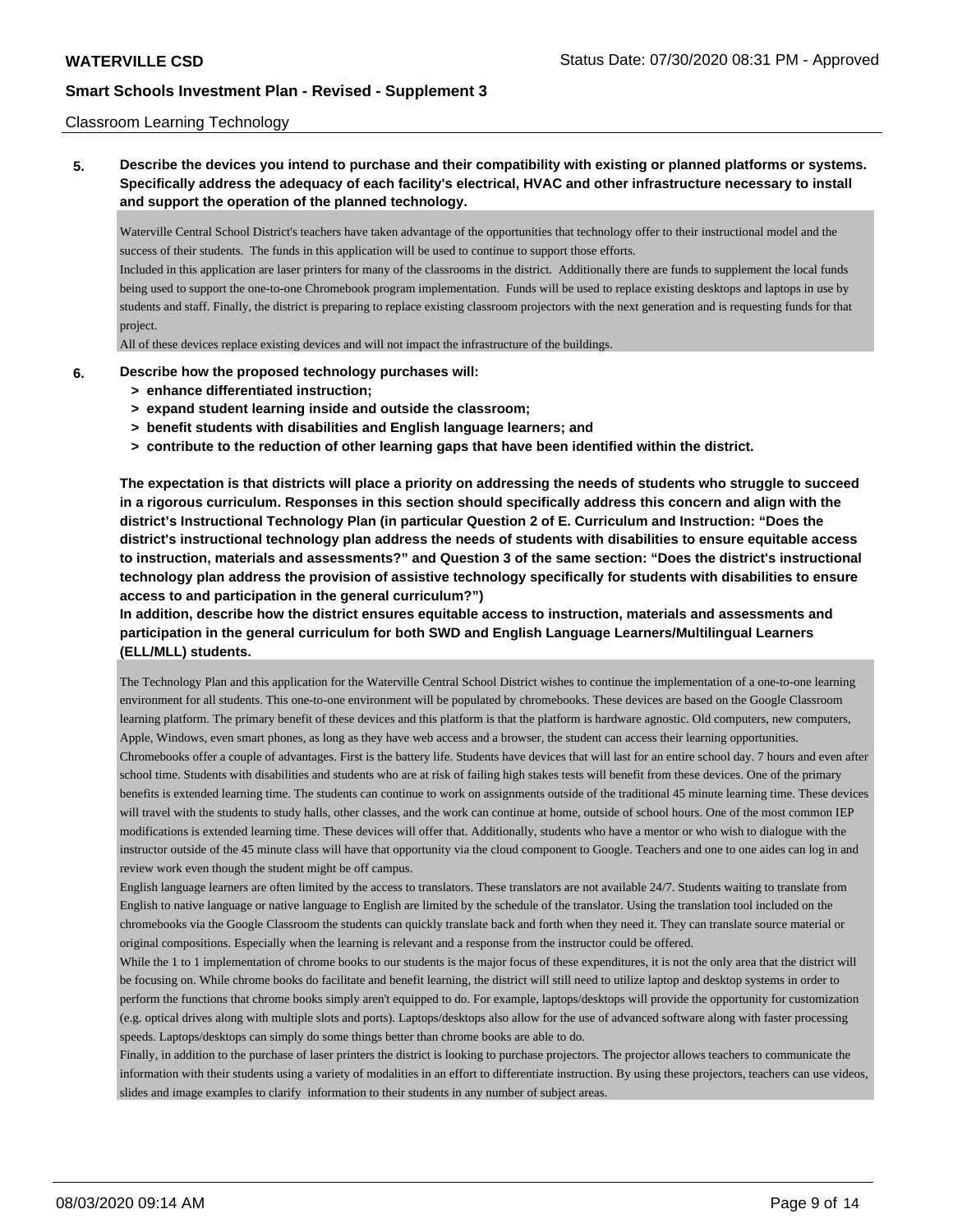Classroom Learning Technology

**5. Describe the devices you intend to purchase and their compatibility with existing or planned platforms or systems. Specifically address the adequacy of each facility's electrical, HVAC and other infrastructure necessary to install and support the operation of the planned technology.**

Waterville Central School District's teachers have taken advantage of the opportunities that technology offer to their instructional model and the success of their students. The funds in this application will be used to continue to support those efforts.
Included in this application are laser printers for many of the classrooms in the district. Additionally there are funds to supplement the local funds being used to support the one-to-one Chromebook program implementation. Funds will be used to replace existing desktops and laptops in use by students and staff. Finally, the district is preparing to replace existing classroom projectors with the next generation and is requesting funds for that project.
All of these devices replace existing devices and will not impact the infrastructure of the buildings.

**6. Describe how the proposed technology purchases will:**
- **> enhance differentiated instruction;**
- **> expand student learning inside and outside the classroom;**
- **> benefit students with disabilities and English language learners; and**
- **> contribute to the reduction of other learning gaps that have been identified within the district.**

**The expectation is that districts will place a priority on addressing the needs of students who struggle to succeed in a rigorous curriculum. Responses in this section should specifically address this concern and align with the district's Instructional Technology Plan (in particular Question 2 of E. Curriculum and Instruction: "Does the district's instructional technology plan address the needs of students with disabilities to ensure equitable access to instruction, materials and assessments?" and Question 3 of the same section: "Does the district's instructional technology plan address the provision of assistive technology specifically for students with disabilities to ensure access to and participation in the general curriculum?")**
**In addition, describe how the district ensures equitable access to instruction, materials and assessments and participation in the general curriculum for both SWD and English Language Learners/Multilingual Learners (ELL/MLL) students.**

The Technology Plan and this application for the Waterville Central School District wishes to continue the implementation of a one-to-one learning environment for all students. This one-to-one environment will be populated by chromebooks. These devices are based on the Google Classroom learning platform. The primary benefit of these devices and this platform is that the platform is hardware agnostic. Old computers, new computers, Apple, Windows, even smart phones, as long as they have web access and a browser, the student can access their learning opportunities.
Chromebooks offer a couple of advantages. First is the battery life. Students have devices that will last for an entire school day. 7 hours and even after school time. Students with disabilities and students who are at risk of failing high stakes tests will benefit from these devices. One of the primary benefits is extended learning time. The students can continue to work on assignments outside of the traditional 45 minute learning time. These devices will travel with the students to study halls, other classes, and the work can continue at home, outside of school hours. One of the most common IEP modifications is extended learning time. These devices will offer that. Additionally, students who have a mentor or who wish to dialogue with the instructor outside of the 45 minute class will have that opportunity via the cloud component to Google. Teachers and one to one aides can log in and review work even though the student might be off campus.
English language learners are often limited by the access to translators. These translators are not available 24/7. Students waiting to translate from English to native language or native language to English are limited by the schedule of the translator. Using the translation tool included on the chromebooks via the Google Classroom the students can quickly translate back and forth when they need it. They can translate source material or original compositions. Especially when the learning is relevant and a response from the instructor could be offered.
While the 1 to 1 implementation of chrome books to our students is the major focus of these expenditures, it is not the only area that the district will be focusing on. While chrome books do facilitate and benefit learning, the district will still need to utilize laptop and desktop systems in order to perform the functions that chrome books simply aren't equipped to do. For example, laptops/desktops will provide the opportunity for customization (e.g. optical drives along with multiple slots and ports). Laptops/desktops also allow for the use of advanced software along with faster processing speeds. Laptops/desktops can simply do some things better than chrome books are able to do.
Finally, in addition to the purchase of laser printers the district is looking to purchase projectors. The projector allows teachers to communicate the information with their students using a variety of modalities in an effort to differentiate instruction. By using these projectors, teachers can use videos, slides and image examples to clarify information to their students in any number of subject areas.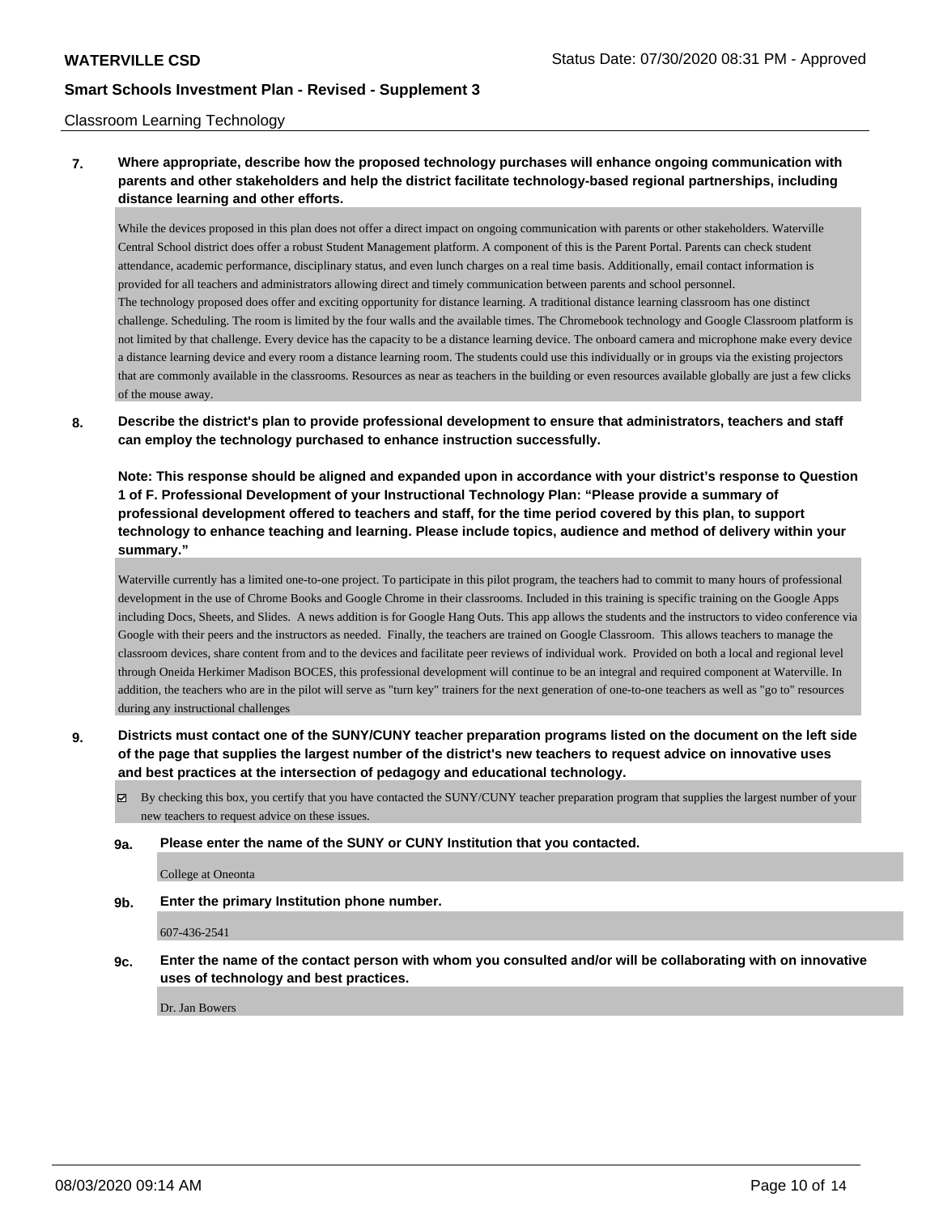Classroom Learning Technology

**7. Where appropriate, describe how the proposed technology purchases will enhance ongoing communication with parents and other stakeholders and help the district facilitate technology-based regional partnerships, including distance learning and other efforts.**

While the devices proposed in this plan does not offer a direct impact on ongoing communication with parents or other stakeholders. Waterville Central School district does offer a robust Student Management platform. A component of this is the Parent Portal. Parents can check student attendance, academic performance, disciplinary status, and even lunch charges on a real time basis. Additionally, email contact information is provided for all teachers and administrators allowing direct and timely communication between parents and school personnel.
The technology proposed does offer and exciting opportunity for distance learning. A traditional distance learning classroom has one distinct challenge. Scheduling. The room is limited by the four walls and the available times. The Chromebook technology and Google Classroom platform is not limited by that challenge. Every device has the capacity to be a distance learning device. The onboard camera and microphone make every device a distance learning device and every room a distance learning room. The students could use this individually or in groups via the existing projectors that are commonly available in the classrooms. Resources as near as teachers in the building or even resources available globally are just a few clicks of the mouse away.

**8. Describe the district's plan to provide professional development to ensure that administrators, teachers and staff can employ the technology purchased to enhance instruction successfully.**

**Note: This response should be aligned and expanded upon in accordance with your district's response to Question 1 of F. Professional Development of your Instructional Technology Plan: "Please provide a summary of professional development offered to teachers and staff, for the time period covered by this plan, to support technology to enhance teaching and learning. Please include topics, audience and method of delivery within your summary."**

Waterville currently has a limited one-to-one project. To participate in this pilot program, the teachers had to commit to many hours of professional development in the use of Chrome Books and Google Chrome in their classrooms. Included in this training is specific training on the Google Apps including Docs, Sheets, and Slides. A news addition is for Google Hang Outs. This app allows the students and the instructors to video conference via Google with their peers and the instructors as needed. Finally, the teachers are trained on Google Classroom. This allows teachers to manage the classroom devices, share content from and to the devices and facilitate peer reviews of individual work. Provided on both a local and regional level through Oneida Herkimer Madison BOCES, this professional development will continue to be an integral and required component at Waterville. In addition, the teachers who are in the pilot will serve as "turn key" trainers for the next generation of one-to-one teachers as well as "go to" resources during any instructional challenges

**9. Districts must contact one of the SUNY/CUNY teacher preparation programs listed on the document on the left side of the page that supplies the largest number of the district's new teachers to request advice on innovative uses and best practices at the intersection of pedagogy and educational technology.**

☑ By checking this box, you certify that you have contacted the SUNY/CUNY teacher preparation program that supplies the largest number of your new teachers to request advice on these issues.

**9a. Please enter the name of the SUNY or CUNY Institution that you contacted.**

College at Oneonta

**9b. Enter the primary Institution phone number.**

607-436-2541

**9c. Enter the name of the contact person with whom you consulted and/or will be collaborating with on innovative uses of technology and best practices.**

Dr. Jan Bowers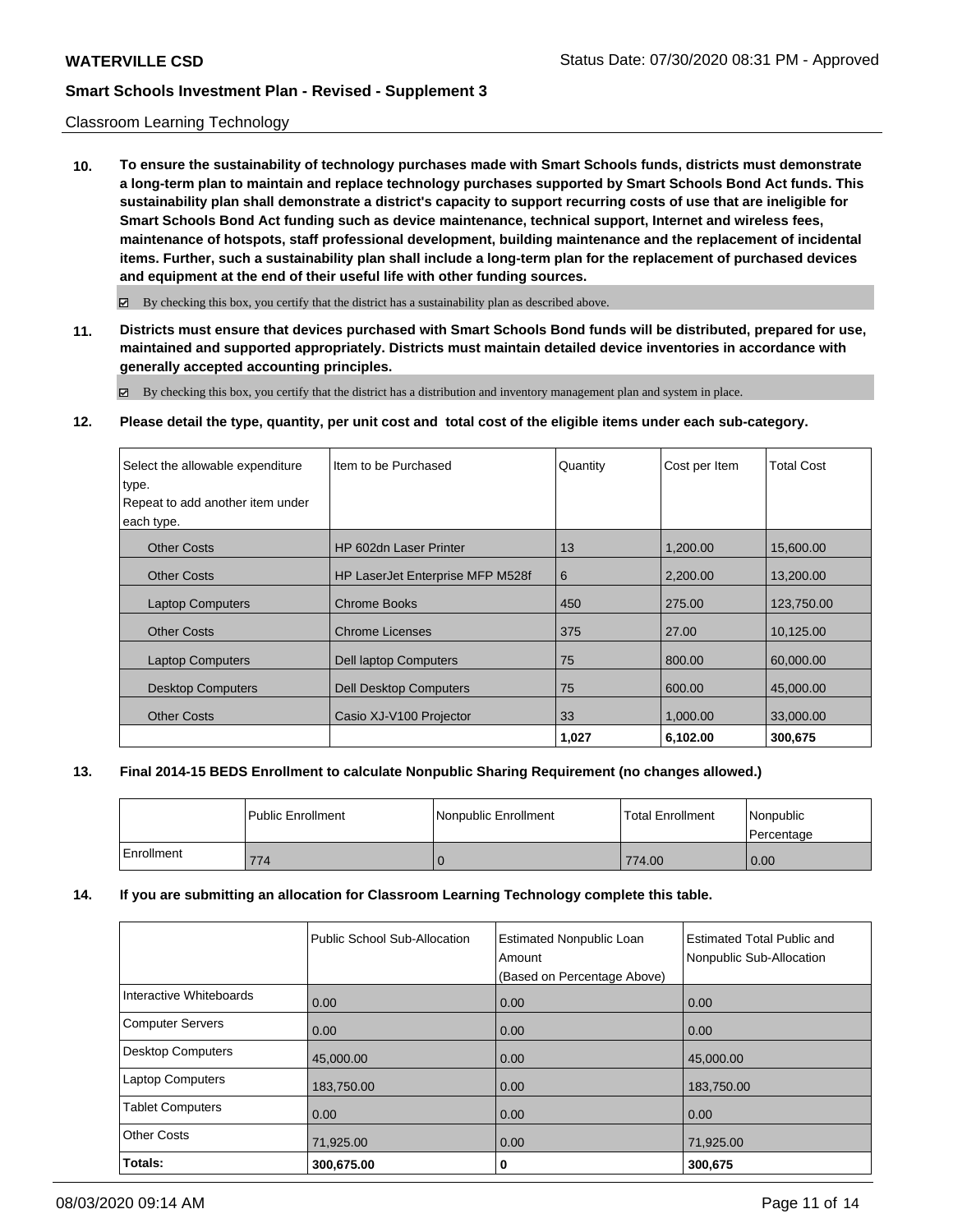Classroom Learning Technology

**10. To ensure the sustainability of technology purchases made with Smart Schools funds, districts must demonstrate a long-term plan to maintain and replace technology purchases supported by Smart Schools Bond Act funds. This sustainability plan shall demonstrate a district's capacity to support recurring costs of use that are ineligible for Smart Schools Bond Act funding such as device maintenance, technical support, Internet and wireless fees, maintenance of hotspots, staff professional development, building maintenance and the replacement of incidental items. Further, such a sustainability plan shall include a long-term plan for the replacement of purchased devices and equipment at the end of their useful life with other funding sources.**

☑ By checking this box, you certify that the district has a sustainability plan as described above.

**11. Districts must ensure that devices purchased with Smart Schools Bond funds will be distributed, prepared for use, maintained and supported appropriately. Districts must maintain detailed device inventories in accordance with generally accepted accounting principles.**

☑ By checking this box, you certify that the district has a distribution and inventory management plan and system in place.

**12. Please detail the type, quantity, per unit cost and total cost of the eligible items under each sub-category.**

| Select the allowable expenditure type. Repeat to add another item under each type. | Item to be Purchased | Quantity | Cost per Item | Total Cost |
|---|---|---|---|---|
| Other Costs | HP 602dn Laser Printer | 13 | 1,200.00 | 15,600.00 |
| Other Costs | HP LaserJet Enterprise MFP M528f | 6 | 2,200.00 | 13,200.00 |
| Laptop Computers | Chrome Books | 450 | 275.00 | 123,750.00 |
| Other Costs | Chrome Licenses | 375 | 27.00 | 10,125.00 |
| Laptop Computers | Dell laptop Computers | 75 | 800.00 | 60,000.00 |
| Desktop Computers | Dell Desktop Computers | 75 | 600.00 | 45,000.00 |
| Other Costs | Casio XJ-V100 Projector | 33 | 1,000.00 | 33,000.00 |
| | | **1,027** | **6,102.00** | **300,675** |

**13. Final 2014-15 BEDS Enrollment to calculate Nonpublic Sharing Requirement (no changes allowed.)**

| | Public Enrollment | Nonpublic Enrollment | Total Enrollment | Nonpublic Percentage |
|---|---|---|---|---|
| Enrollment | 774 | 0 | 774.00 | 0.00 |

**14. If you are submitting an allocation for Classroom Learning Technology complete this table.**

| | Public School Sub-Allocation | Estimated Nonpublic Loan Amount (Based on Percentage Above) | Estimated Total Public and Nonpublic Sub-Allocation |
|---|---|---|---|
| Interactive Whiteboards | 0.00 | 0.00 | 0.00 |
| Computer Servers | 0.00 | 0.00 | 0.00 |
| Desktop Computers | 45,000.00 | 0.00 | 45,000.00 |
| Laptop Computers | 183,750.00 | 0.00 | 183,750.00 |
| Tablet Computers | 0.00 | 0.00 | 0.00 |
| Other Costs | 71,925.00 | 0.00 | 71,925.00 |
| **Totals:** | **300,675.00** | **0** | **300,675** |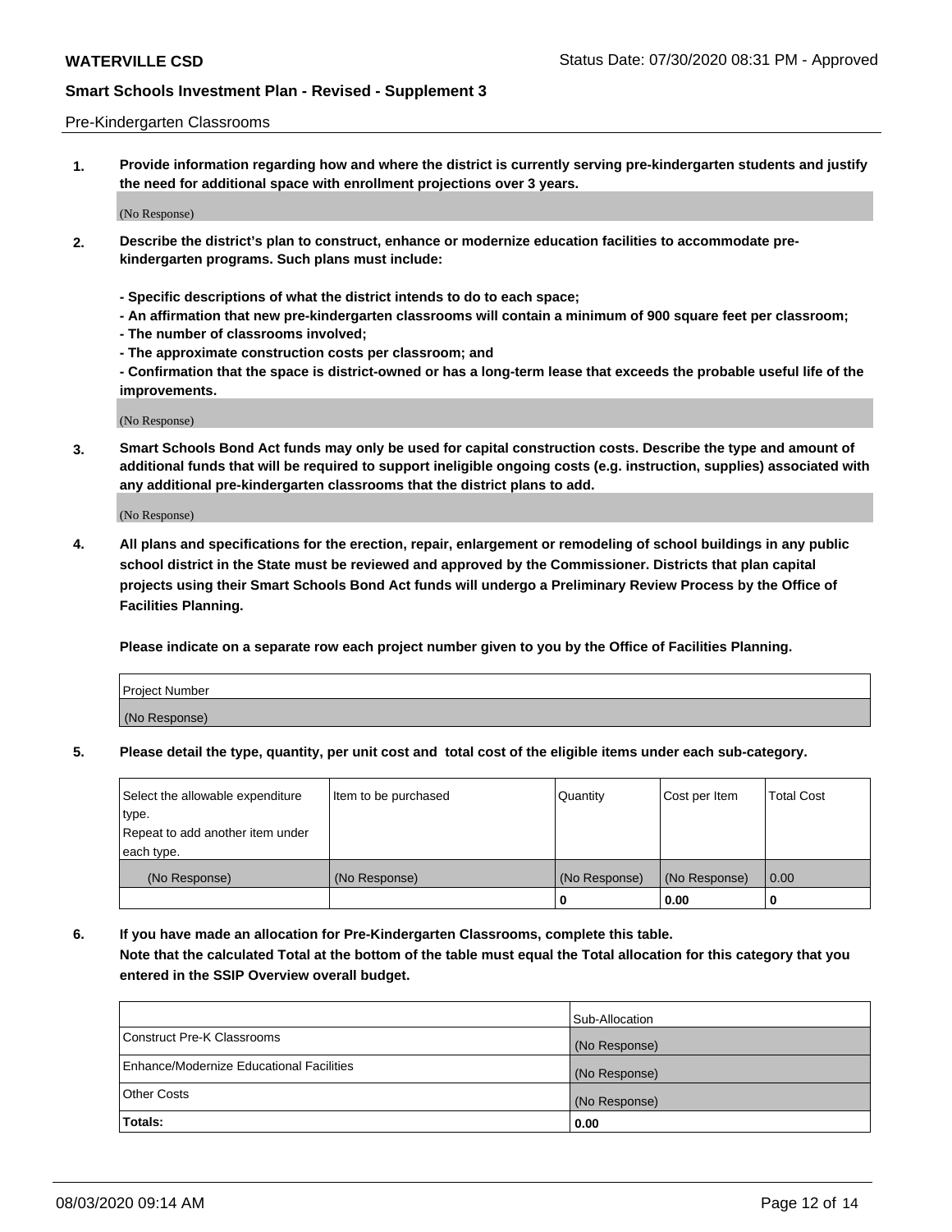Pre-Kindergarten Classrooms

**1. Provide information regarding how and where the district is currently serving pre-kindergarten students and justify the need for additional space with enrollment projections over 3 years.**

(No Response)

**2. Describe the district's plan to construct, enhance or modernize education facilities to accommodate pre-kindergarten programs. Such plans must include:**

**- Specific descriptions of what the district intends to do to each space;**
**- An affirmation that new pre-kindergarten classrooms will contain a minimum of 900 square feet per classroom;**
**- The number of classrooms involved;**
**- The approximate construction costs per classroom; and**
**- Confirmation that the space is district-owned or has a long-term lease that exceeds the probable useful life of the improvements.**

(No Response)

**3. Smart Schools Bond Act funds may only be used for capital construction costs. Describe the type and amount of additional funds that will be required to support ineligible ongoing costs (e.g. instruction, supplies) associated with any additional pre-kindergarten classrooms that the district plans to add.**

(No Response)

**4. All plans and specifications for the erection, repair, enlargement or remodeling of school buildings in any public school district in the State must be reviewed and approved by the Commissioner. Districts that plan capital projects using their Smart Schools Bond Act funds will undergo a Preliminary Review Process by the Office of Facilities Planning.**

**Please indicate on a separate row each project number given to you by the Office of Facilities Planning.**

| Project Number |
|---|
| (No Response) |

**5. Please detail the type, quantity, per unit cost and total cost of the eligible items under each sub-category.**

| Select the allowable expenditure type. Repeat to add another item under each type. | Item to be purchased | Quantity | Cost per Item | Total Cost |
|---|---|---|---|---|
| (No Response) | (No Response) | (No Response) | (No Response) | 0.00 |
| | | 0 | 0.00 | 0 |

**6. If you have made an allocation for Pre-Kindergarten Classrooms, complete this table. Note that the calculated Total at the bottom of the table must equal the Total allocation for this category that you entered in the SSIP Overview overall budget.**

| | Sub-Allocation |
|---|---|
| Construct Pre-K Classrooms | (No Response) |
| Enhance/Modernize Educational Facilities | (No Response) |
| Other Costs | (No Response) |
| **Totals:** | **0.00** |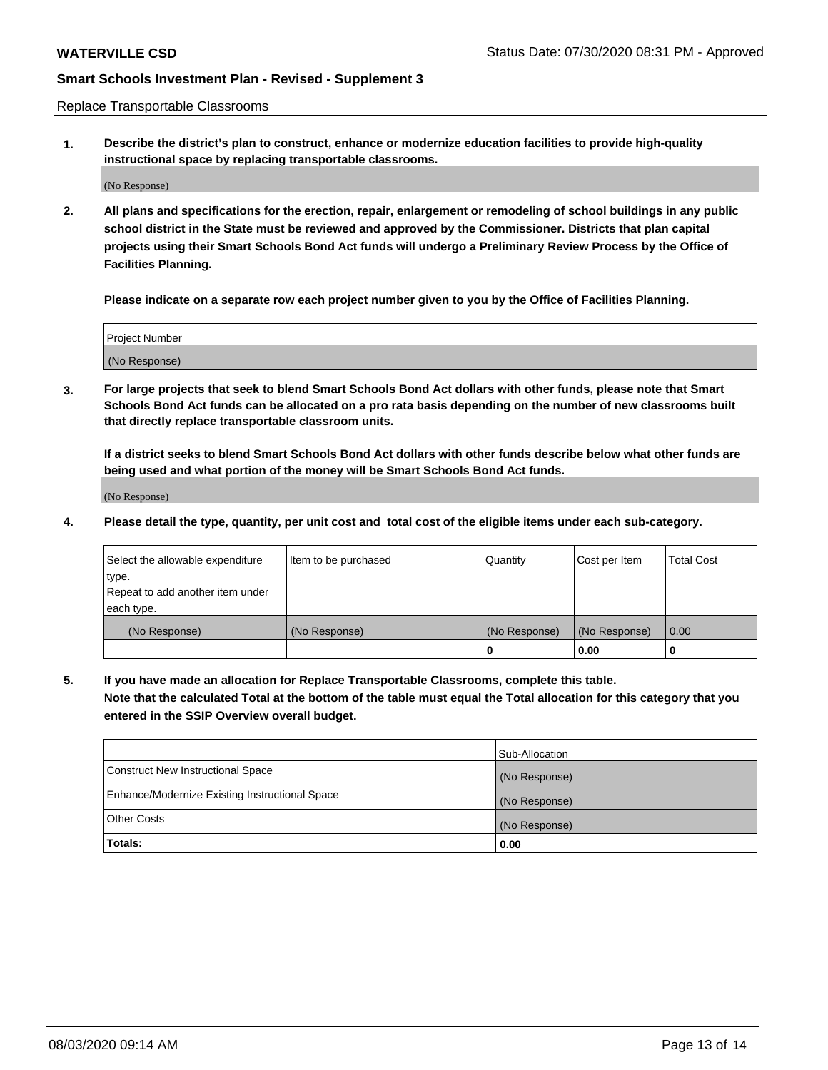Replace Transportable Classrooms

1. **Describe the district's plan to construct, enhance or modernize education facilities to provide high-quality instructional space by replacing transportable classrooms.**

(No Response)

2. **All plans and specifications for the erection, repair, enlargement or remodeling of school buildings in any public school district in the State must be reviewed and approved by the Commissioner. Districts that plan capital projects using their Smart Schools Bond Act funds will undergo a Preliminary Review Process by the Office of Facilities Planning.**

**Please indicate on a separate row each project number given to you by the Office of Facilities Planning.**

| Project Number |
|---|
| (No Response) |

3. **For large projects that seek to blend Smart Schools Bond Act dollars with other funds, please note that Smart Schools Bond Act funds can be allocated on a pro rata basis depending on the number of new classrooms built that directly replace transportable classroom units.**

**If a district seeks to blend Smart Schools Bond Act dollars with other funds describe below what other funds are being used and what portion of the money will be Smart Schools Bond Act funds.**

(No Response)

4. **Please detail the type, quantity, per unit cost and total cost of the eligible items under each sub-category.**

| Select the allowable expenditure type. Repeat to add another item under each type. | Item to be purchased | Quantity | Cost per Item | Total Cost |
|---|---|---|---|---|
| (No Response) | (No Response) | (No Response) | (No Response) | 0.00 |
| | | 0 | 0.00 | 0 |

5. **If you have made an allocation for Replace Transportable Classrooms, complete this table. Note that the calculated Total at the bottom of the table must equal the Total allocation for this category that you entered in the SSIP Overview overall budget.**

| | Sub-Allocation |
|---|---|
| Construct New Instructional Space | (No Response) |
| Enhance/Modernize Existing Instructional Space | (No Response) |
| Other Costs | (No Response) |
| **Totals:** | **0.00** |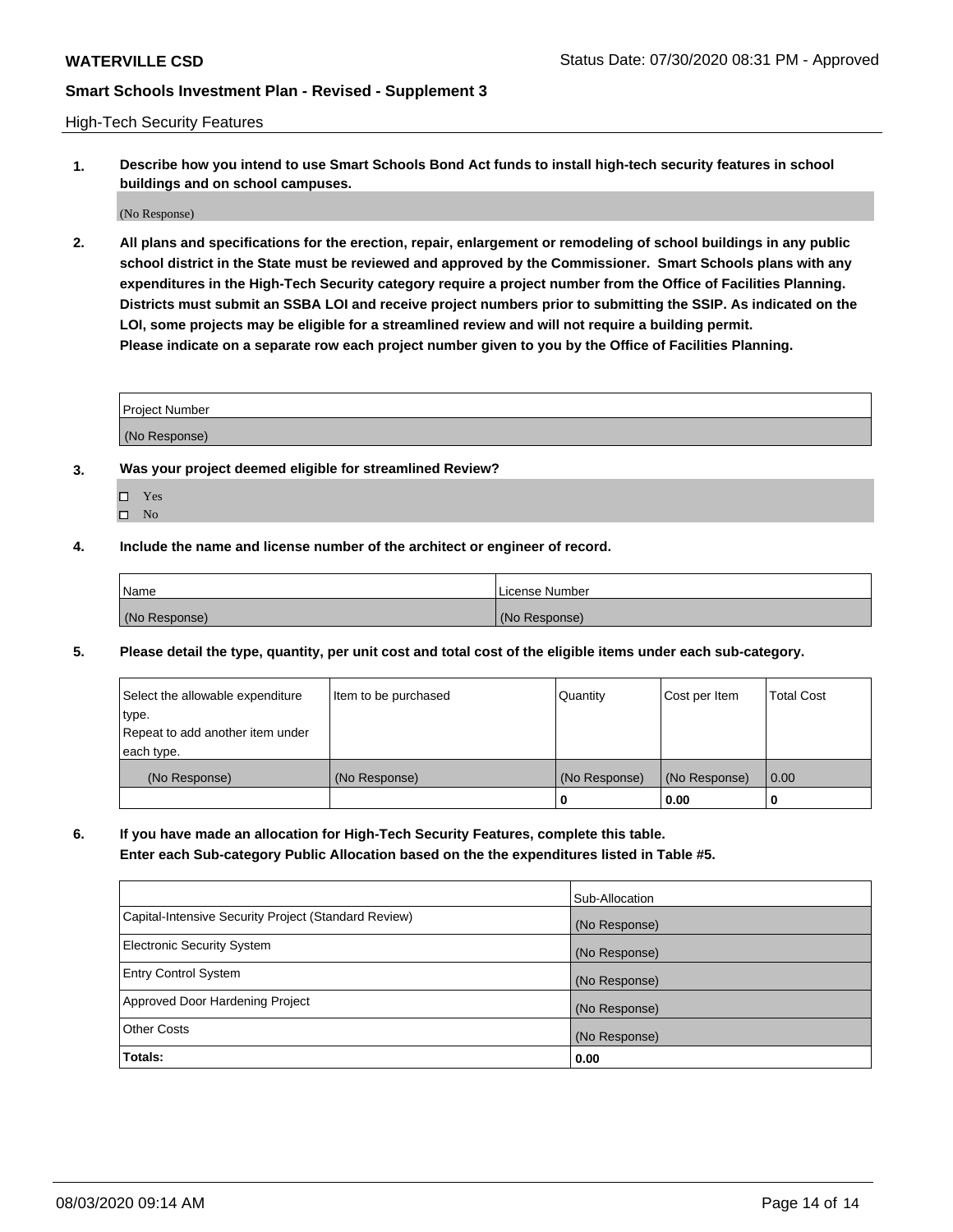**WATERVILLE CSD** Status Date: 07/30/2020 08:31 PM - Approved

**Smart Schools Investment Plan - Revised - Supplement 3**

High-Tech Security Features

**1. Describe how you intend to use Smart Schools Bond Act funds to install high-tech security features in school buildings and on school campuses.**

(No Response)

**2. All plans and specifications for the erection, repair, enlargement or remodeling of school buildings in any public school district in the State must be reviewed and approved by the Commissioner. Smart Schools plans with any expenditures in the High-Tech Security category require a project number from the Office of Facilities Planning. Districts must submit an SSBA LOI and receive project numbers prior to submitting the SSIP. As indicated on the LOI, some projects may be eligible for a streamlined review and will not require a building permit. Please indicate on a separate row each project number given to you by the Office of Facilities Planning.**

| Project Number |
|---|
| (No Response) |

**3. Was your project deemed eligible for streamlined Review?**

- ☐ Yes
- ☐ No

**4. Include the name and license number of the architect or engineer of record.**

| Name | License Number |
|---|---|
| (No Response) | (No Response) |

**5. Please detail the type, quantity, per unit cost and total cost of the eligible items under each sub-category.**

| Select the allowable expenditure type. Repeat to add another item under each type. | Item to be purchased | Quantity | Cost per Item | Total Cost |
|---|---|---|---|---|
| (No Response) | (No Response) | (No Response) | (No Response) | 0.00 |
| | | 0 | 0.00 | 0 |

**6. If you have made an allocation for High-Tech Security Features, complete this table. Enter each Sub-category Public Allocation based on the the expenditures listed in Table #5.**

| | Sub-Allocation |
|---|---|
| Capital-Intensive Security Project (Standard Review) | (No Response) |
| Electronic Security System | (No Response) |
| Entry Control System | (No Response) |
| Approved Door Hardening Project | (No Response) |
| Other Costs | (No Response) |
| **Totals:** | **0.00** |